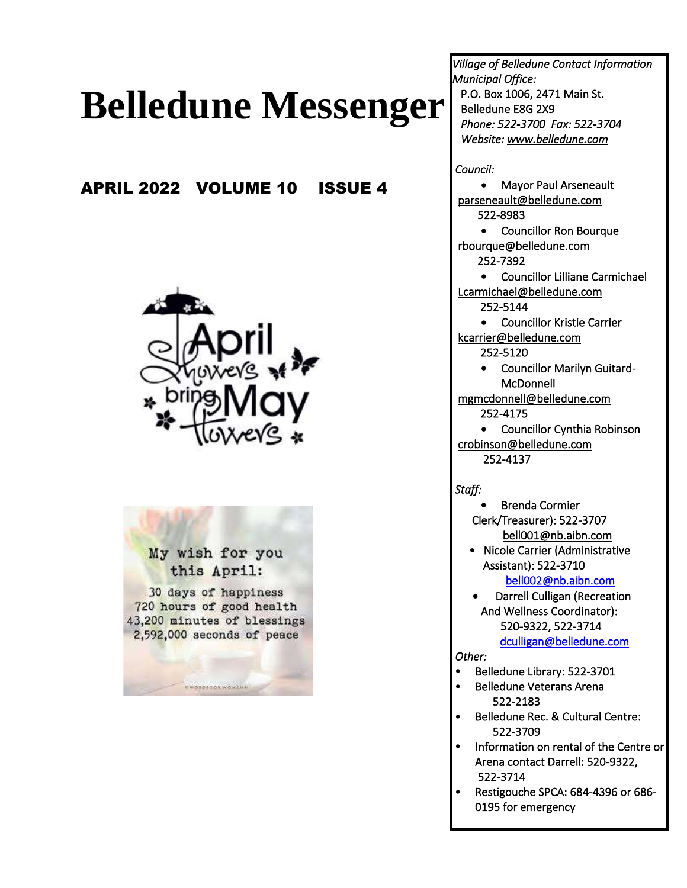# Belledune Messenger

**APRIL 2022 VOLUME 10 ISSUE 4**

April Showers bring May Flowers

My wish for you this April:
30 days of happiness
720 hours of good health
43,200 minutes of blessings
2,592,000 seconds of peace

*Village of Belledune Contact Information*
*Municipal Office:*
P.O. Box 1006, 2471 Main St.
Belledune E8G 2X9
*Phone: 522-3700 Fax: 522-3704*
*Website: www.belledune.com*

*Council:*

- Mayor Paul Arseneault
  parseneault@belledune.com
  522-8983
- Councillor Ron Bourque
  rbourque@belledune.com
  252-7392
- Councillor Lilliane Carmichael
  Lcarmichael@belledune.com
  252-5144
- Councillor Kristie Carrier
  kcarrier@belledune.com
  252-5120
- Councillor Marilyn Guitard-McDonnell
  mgmcdonnell@belledune.com
  252-4175
- Councillor Cynthia Robinson
  crobinson@belledune.com
  252-4137

*Staff:*

- Brenda Cormier
  Clerk/Treasurer): 522-3707
  bell001@nb.aibn.com
- Nicole Carrier (Administrative Assistant): 522-3710
  bell002@nb.aibn.com
- Darrell Culligan (Recreation And Wellness Coordinator):
  520-9322, 522-3714
  dculligan@belledune.com

*Other:*

- Belledune Library: 522-3701
- Belledune Veterans Arena
  522-2183
- Belledune Rec. & Cultural Centre:
  522-3709
- Information on rental of the Centre or Arena contact Darrell: 520-9322, 522-3714
- Restigouche SPCA: 684-4396 or 686-0195 for emergency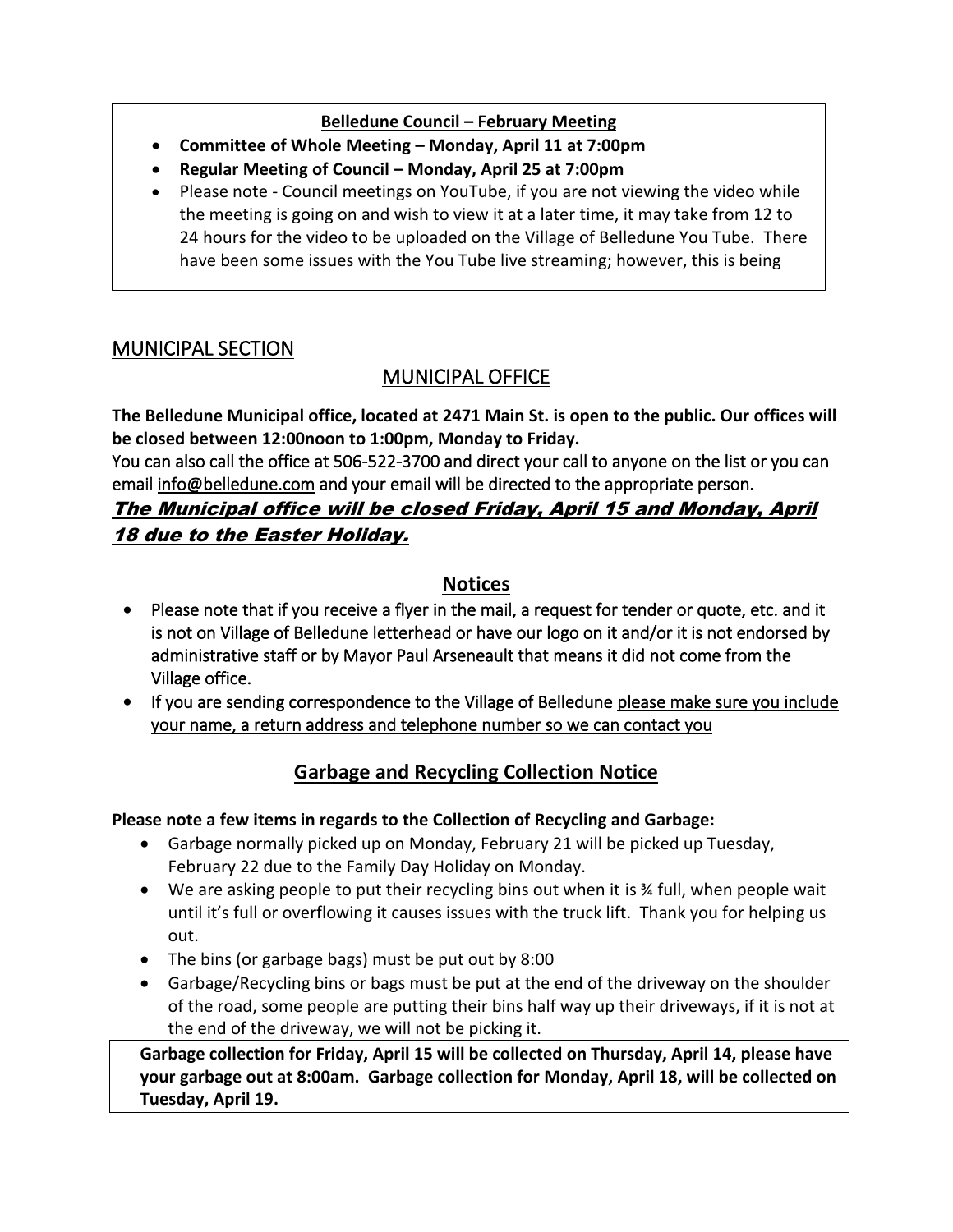**Belledune Council – February Meeting**

- **Committee of Whole Meeting – Monday, April 11 at 7:00pm**
- **Regular Meeting of Council – Monday, April 25 at 7:00pm**
- Please note - Council meetings on YouTube, if you are not viewing the video while the meeting is going on and wish to view it at a later time, it may take from 12 to 24 hours for the video to be uploaded on the Village of Belledune You Tube. There have been some issues with the You Tube live streaming; however, this is being

## MUNICIPAL SECTION

### MUNICIPAL OFFICE

**The Belledune Municipal office, located at 2471 Main St. is open to the public. Our offices will be closed between 12:00noon to 1:00pm, Monday to Friday.**

You can also call the office at 506-522-3700 and direct your call to anyone on the list or you can email info@belledune.com and your email will be directed to the appropriate person.

***The Municipal office will be closed Friday, April 15 and Monday, April 18 due to the Easter Holiday.***

### Notices

- Please note that if you receive a flyer in the mail, a request for tender or quote, etc. and it is not on Village of Belledune letterhead or have our logo on it and/or it is not endorsed by administrative staff or by Mayor Paul Arseneault that means it did not come from the Village office.
- If you are sending correspondence to the Village of Belledune please make sure you include your name, a return address and telephone number so we can contact you

### Garbage and Recycling Collection Notice

**Please note a few items in regards to the Collection of Recycling and Garbage:**

- Garbage normally picked up on Monday, February 21 will be picked up Tuesday, February 22 due to the Family Day Holiday on Monday.
- We are asking people to put their recycling bins out when it is ¾ full, when people wait until it's full or overflowing it causes issues with the truck lift. Thank you for helping us out.
- The bins (or garbage bags) must be put out by 8:00
- Garbage/Recycling bins or bags must be put at the end of the driveway on the shoulder of the road, some people are putting their bins half way up their driveways, if it is not at the end of the driveway, we will not be picking it.

**Garbage collection for Friday, April 15 will be collected on Thursday, April 14, please have your garbage out at 8:00am. Garbage collection for Monday, April 18, will be collected on Tuesday, April 19.**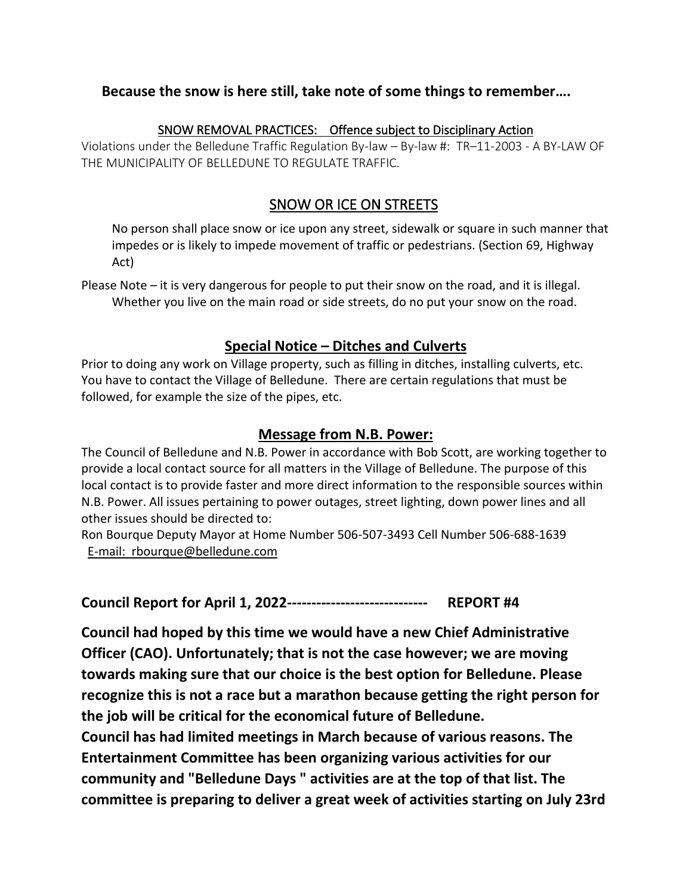**Because the snow is here still, take note of some things to remember….**

SNOW REMOVAL PRACTICES: Offence subject to Disciplinary Action

Violations under the Belledune Traffic Regulation By-law – By-law #: TR–11-2003 - A BY-LAW OF THE MUNICIPALITY OF BELLEDUNE TO REGULATE TRAFFIC.

## SNOW OR ICE ON STREETS

No person shall place snow or ice upon any street, sidewalk or square in such manner that impedes or is likely to impede movement of traffic or pedestrians. (Section 69, Highway Act)

Please Note – it is very dangerous for people to put their snow on the road, and it is illegal. Whether you live on the main road or side streets, do no put your snow on the road.

## Special Notice – Ditches and Culverts

Prior to doing any work on Village property, such as filling in ditches, installing culverts, etc. You have to contact the Village of Belledune. There are certain regulations that must be followed, for example the size of the pipes, etc.

## Message from N.B. Power:

The Council of Belledune and N.B. Power in accordance with Bob Scott, are working together to provide a local contact source for all matters in the Village of Belledune. The purpose of this local contact is to provide faster and more direct information to the responsible sources within N.B. Power. All issues pertaining to power outages, street lighting, down power lines and all other issues should be directed to:

Ron Bourque Deputy Mayor at Home Number 506-507-3493 Cell Number 506-688-1639
E-mail: rbourque@belledune.com

**Council Report for April 1, 2022---------------------------- REPORT #4**

**Council had hoped by this time we would have a new Chief Administrative Officer (CAO). Unfortunately; that is not the case however; we are moving towards making sure that our choice is the best option for Belledune. Please recognize this is not a race but a marathon because getting the right person for the job will be critical for the economical future of Belledune.**

**Council has had limited meetings in March because of various reasons. The Entertainment Committee has been organizing various activities for our community and "Belledune Days " activities are at the top of that list. The committee is preparing to deliver a great week of activities starting on July 23rd**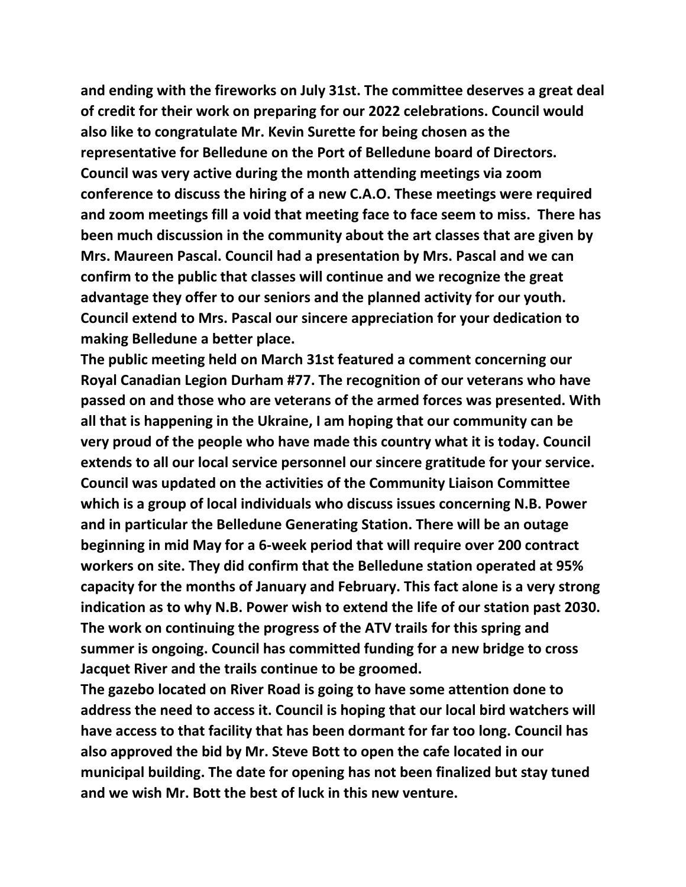**and ending with the fireworks on July 31st. The committee deserves a great deal of credit for their work on preparing for our 2022 celebrations. Council would also like to congratulate Mr. Kevin Surette for being chosen as the representative for Belledune on the Port of Belledune board of Directors. Council was very active during the month attending meetings via zoom conference to discuss the hiring of a new C.A.O. These meetings were required and zoom meetings fill a void that meeting face to face seem to miss. There has been much discussion in the community about the art classes that are given by Mrs. Maureen Pascal. Council had a presentation by Mrs. Pascal and we can confirm to the public that classes will continue and we recognize the great advantage they offer to our seniors and the planned activity for our youth. Council extend to Mrs. Pascal our sincere appreciation for your dedication to making Belledune a better place.**

**The public meeting held on March 31st featured a comment concerning our Royal Canadian Legion Durham #77. The recognition of our veterans who have passed on and those who are veterans of the armed forces was presented. With all that is happening in the Ukraine, I am hoping that our community can be very proud of the people who have made this country what it is today. Council extends to all our local service personnel our sincere gratitude for your service. Council was updated on the activities of the Community Liaison Committee which is a group of local individuals who discuss issues concerning N.B. Power and in particular the Belledune Generating Station. There will be an outage beginning in mid May for a 6-week period that will require over 200 contract workers on site. They did confirm that the Belledune station operated at 95% capacity for the months of January and February. This fact alone is a very strong indication as to why N.B. Power wish to extend the life of our station past 2030. The work on continuing the progress of the ATV trails for this spring and summer is ongoing. Council has committed funding for a new bridge to cross Jacquet River and the trails continue to be groomed.**

**The gazebo located on River Road is going to have some attention done to address the need to access it. Council is hoping that our local bird watchers will have access to that facility that has been dormant for far too long. Council has also approved the bid by Mr. Steve Bott to open the cafe located in our municipal building. The date for opening has not been finalized but stay tuned and we wish Mr. Bott the best of luck in this new venture.**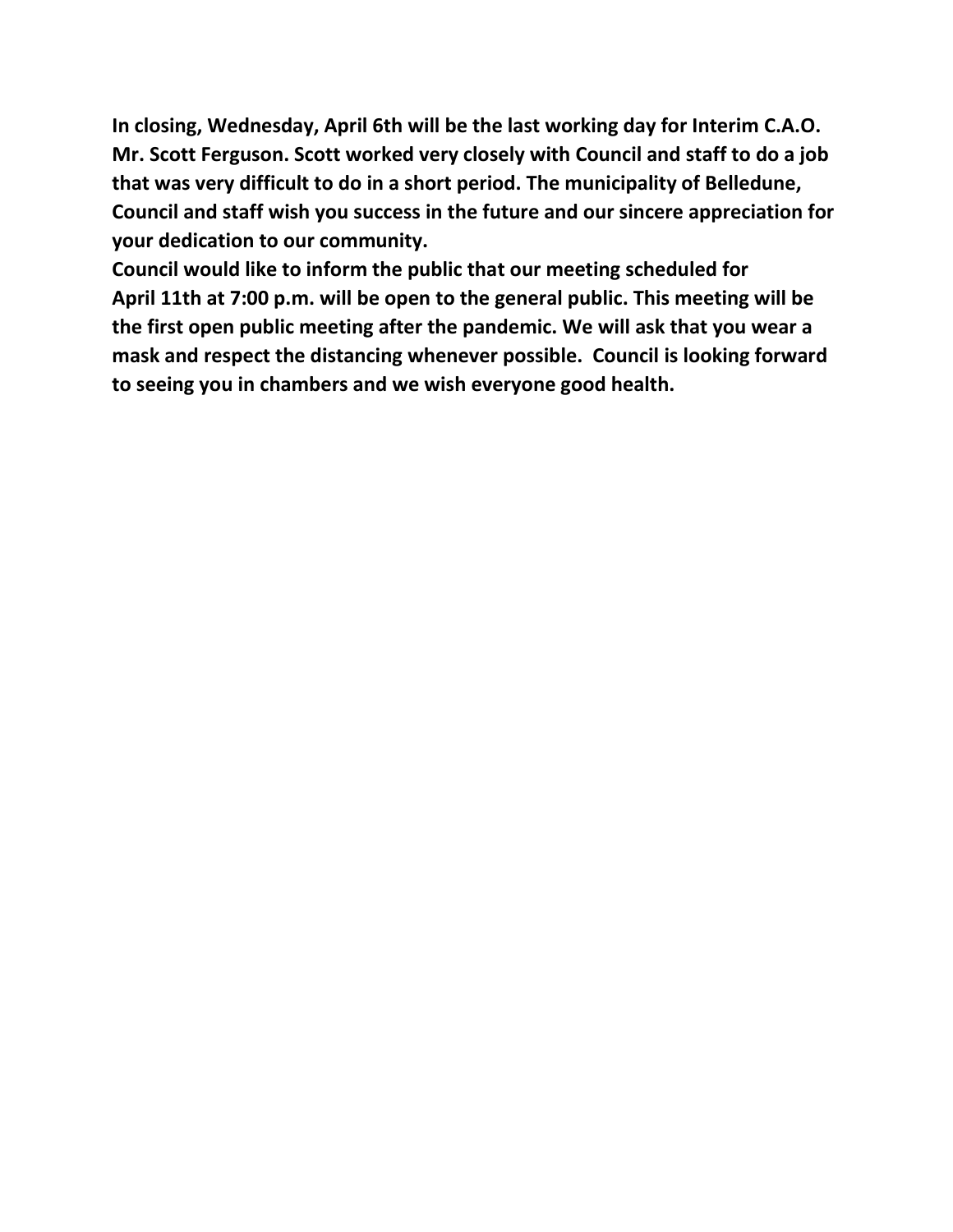**In closing, Wednesday, April 6th will be the last working day for Interim C.A.O. Mr. Scott Ferguson. Scott worked very closely with Council and staff to do a job that was very difficult to do in a short period. The municipality of Belledune, Council and staff wish you success in the future and our sincere appreciation for your dedication to our community.**

**Council would like to inform the public that our meeting scheduled for April 11th at 7:00 p.m. will be open to the general public. This meeting will be the first open public meeting after the pandemic. We will ask that you wear a mask and respect the distancing whenever possible. Council is looking forward to seeing you in chambers and we wish everyone good health.**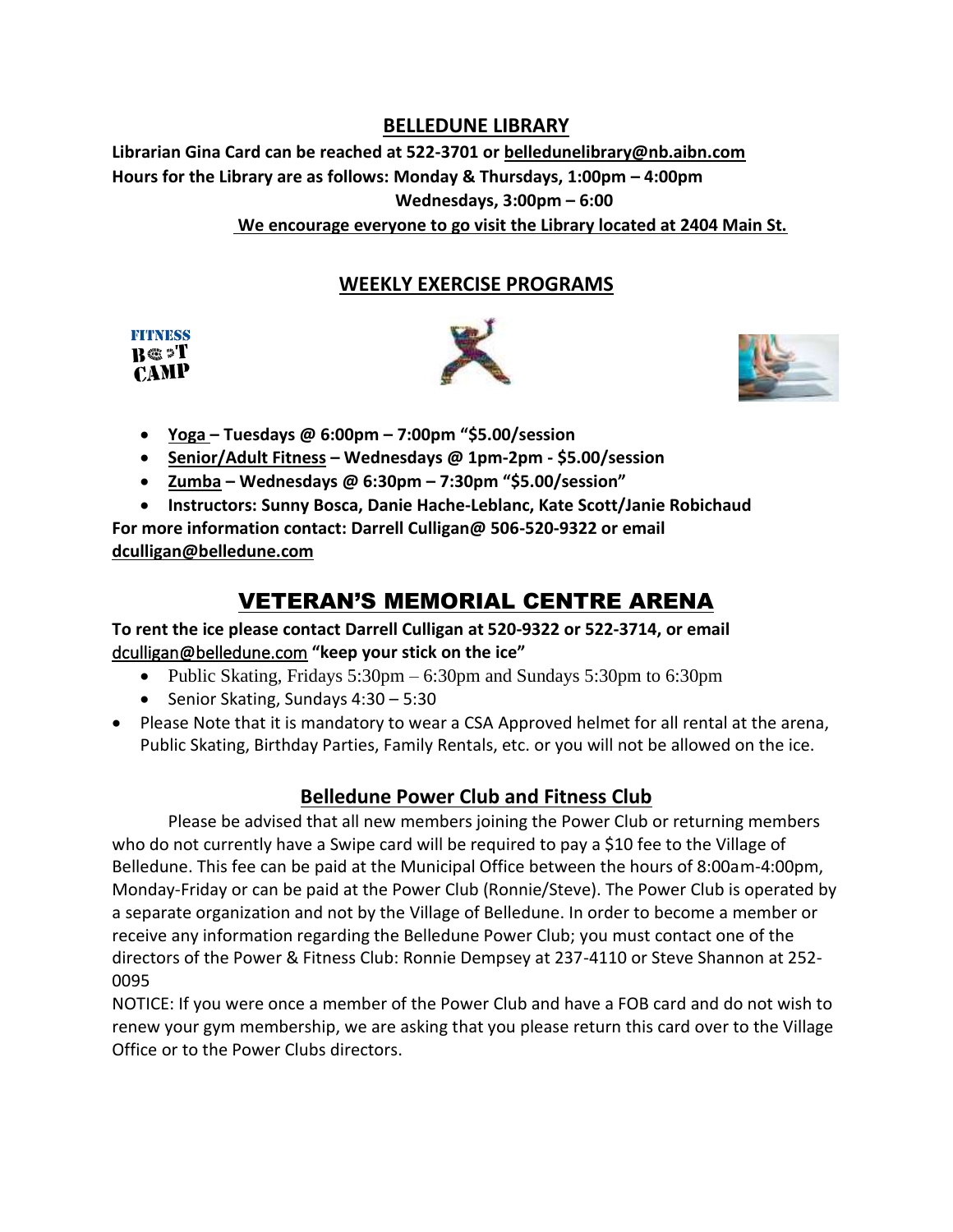## BELLEDUNE LIBRARY

**Librarian Gina Card can be reached at 522-3701 or belledunelibrary@nb.aibn.com**
**Hours for the Library are as follows: Monday & Thursdays, 1:00pm – 4:00pm**
**Wednesdays, 3:00pm – 6:00**
**We encourage everyone to go visit the Library located at 2404 Main St.**

## WEEKLY EXERCISE PROGRAMS

- **Yoga – Tuesdays @ 6:00pm – 7:00pm "$5.00/session**
- **Senior/Adult Fitness – Wednesdays @ 1pm-2pm - $5.00/session**
- **Zumba – Wednesdays @ 6:30pm – 7:30pm "$5.00/session"**
- **Instructors: Sunny Bosca, Danie Hache-Leblanc, Kate Scott/Janie Robichaud**

**For more information contact: Darrell Culligan@ 506-520-9322 or email dculligan@belledune.com**

## VETERAN'S MEMORIAL CENTRE ARENA

**To rent the ice please contact Darrell Culligan at 520-9322 or 522-3714, or email** dculligan@belledune.com **"keep your stick on the ice"**

- Public Skating, Fridays 5:30pm – 6:30pm and Sundays 5:30pm to 6:30pm
- Senior Skating, Sundays 4:30 – 5:30
- Please Note that it is mandatory to wear a CSA Approved helmet for all rental at the arena, Public Skating, Birthday Parties, Family Rentals, etc. or you will not be allowed on the ice.

## Belledune Power Club and Fitness Club

Please be advised that all new members joining the Power Club or returning members who do not currently have a Swipe card will be required to pay a $10 fee to the Village of Belledune. This fee can be paid at the Municipal Office between the hours of 8:00am-4:00pm, Monday-Friday or can be paid at the Power Club (Ronnie/Steve). The Power Club is operated by a separate organization and not by the Village of Belledune. In order to become a member or receive any information regarding the Belledune Power Club; you must contact one of the directors of the Power & Fitness Club: Ronnie Dempsey at 237-4110 or Steve Shannon at 252-0095

NOTICE: If you were once a member of the Power Club and have a FOB card and do not wish to renew your gym membership, we are asking that you please return this card over to the Village Office or to the Power Clubs directors.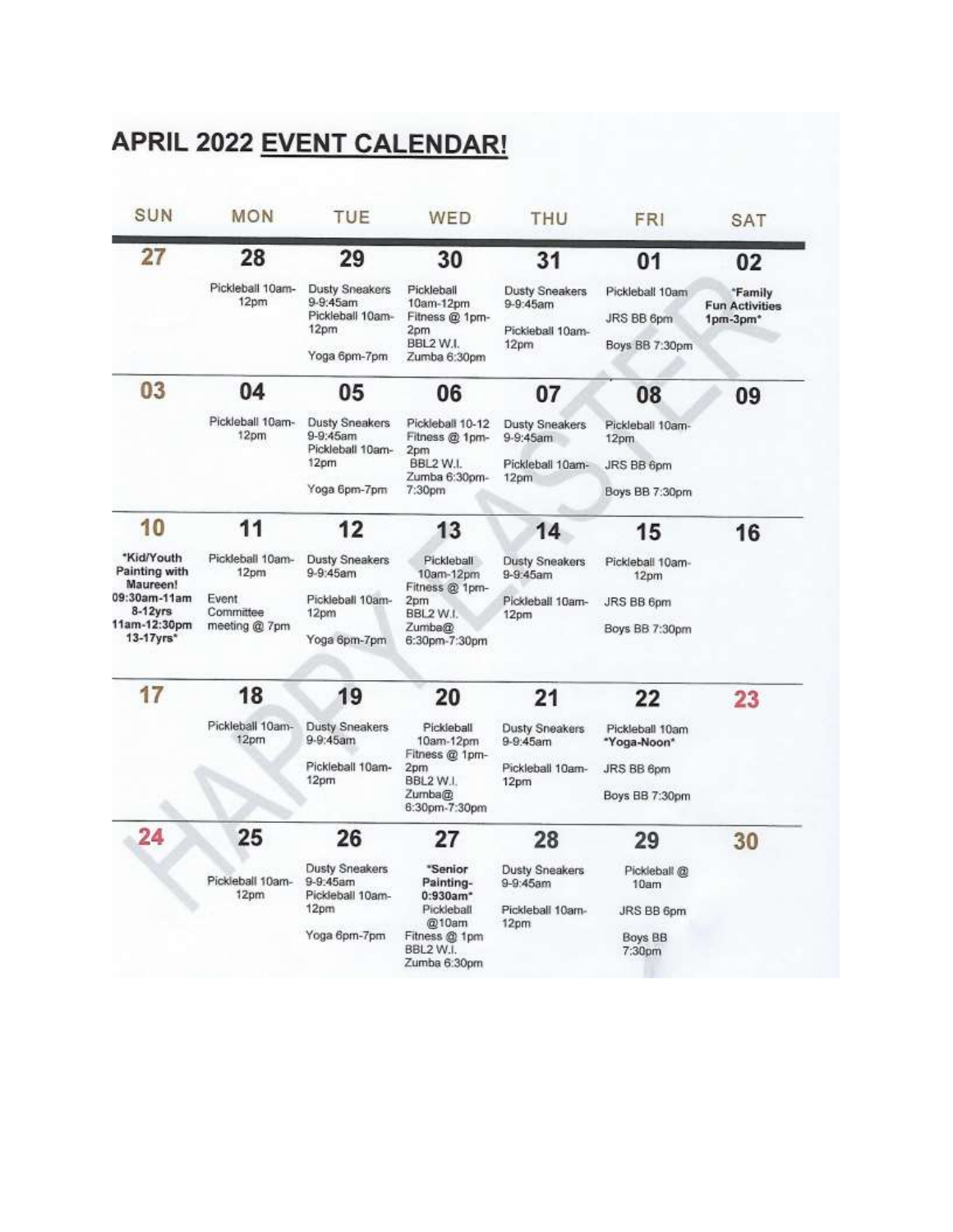# APRIL 2022 EVENT CALENDAR!

| SUN | MON | TUE | WED | THU | FRI | SAT |
|---|---|---|---|---|---|---|
| 27 | 28<br>Pickleball 10am-12pm | 29<br>Dusty Sneakers 9-9:45am<br>Pickleball 10am-12pm<br>Yoga 6pm-7pm | 30<br>Pickleball 10am-12pm<br>Fitness @ 1pm-2pm<br>BBL2 W.I.<br>Zumba 6:30pm | 31<br>Dusty Sneakers 9-9:45am<br>Pickleball 10am-12pm | 01<br>Pickleball 10am<br>JRS BB 6pm<br>Boys BB 7:30pm | 02<br>*Family Fun Activities 1pm-3pm* |
| 03 | 04<br>Pickleball 10am-12pm | 05<br>Dusty Sneakers 9-9:45am<br>Pickleball 10am-12pm<br>Yoga 6pm-7pm | 06<br>Pickleball 10-12<br>Fitness @ 1pm-2pm<br>BBL2 W.I.<br>Zumba 6:30pm-7:30pm | 07<br>Dusty Sneakers 9-9:45am<br>Pickleball 10am-12pm | 08<br>Pickleball 10am-12pm<br>JRS BB 6pm<br>Boys BB 7:30pm | 09 |
| 10<br>*Kid/Youth Painting with Maureen!<br>09:30am-11am 8-12yrs<br>11am-12:30pm 13-17yrs* | 11<br>Pickleball 10am-12pm<br>Event Committee meeting @ 7pm | 12<br>Dusty Sneakers 9-9:45am<br>Pickleball 10am-12pm<br>Yoga 6pm-7pm | 13<br>Pickleball 10am-12pm<br>Fitness @ 1pm-2pm<br>BBL2 W.I.<br>Zumba@ 6:30pm-7:30pm | 14<br>Dusty Sneakers 9-9:45am<br>Pickleball 10am-12pm | 15<br>Pickleball 10am-12pm<br>JRS BB 6pm<br>Boys BB 7:30pm | 16 |
| 17 | 18<br>Pickleball 10am-12pm | 19<br>Dusty Sneakers 9-9:45am<br>Pickleball 10am-12pm | 20<br>Pickleball 10am-12pm<br>Fitness @ 1pm-2pm<br>BBL2 W.I.<br>Zumba@ 6:30pm-7:30pm | 21<br>Dusty Sneakers 9-9:45am<br>Pickleball 10am-12pm | 22<br>Pickleball 10am<br>*Yoga-Noon*<br>JRS BB 6pm<br>Boys BB 7:30pm | 23 |
| 24 | 25<br>Pickleball 10am-12pm | 26<br>Dusty Sneakers 9-9:45am<br>Pickleball 10am-12pm<br>Yoga 6pm-7pm | 27<br>*Senior Painting- 0:930am*<br>Pickleball @10am<br>Fitness @ 1pm<br>BBL2 W.I.<br>Zumba 6:30pm | 28<br>Dusty Sneakers 9-9:45am<br>Pickleball 10am-12pm | 29<br>Pickleball @ 10am<br>JRS BB 6pm<br>Boys BB 7:30pm | 30 |

HAPPY EASTER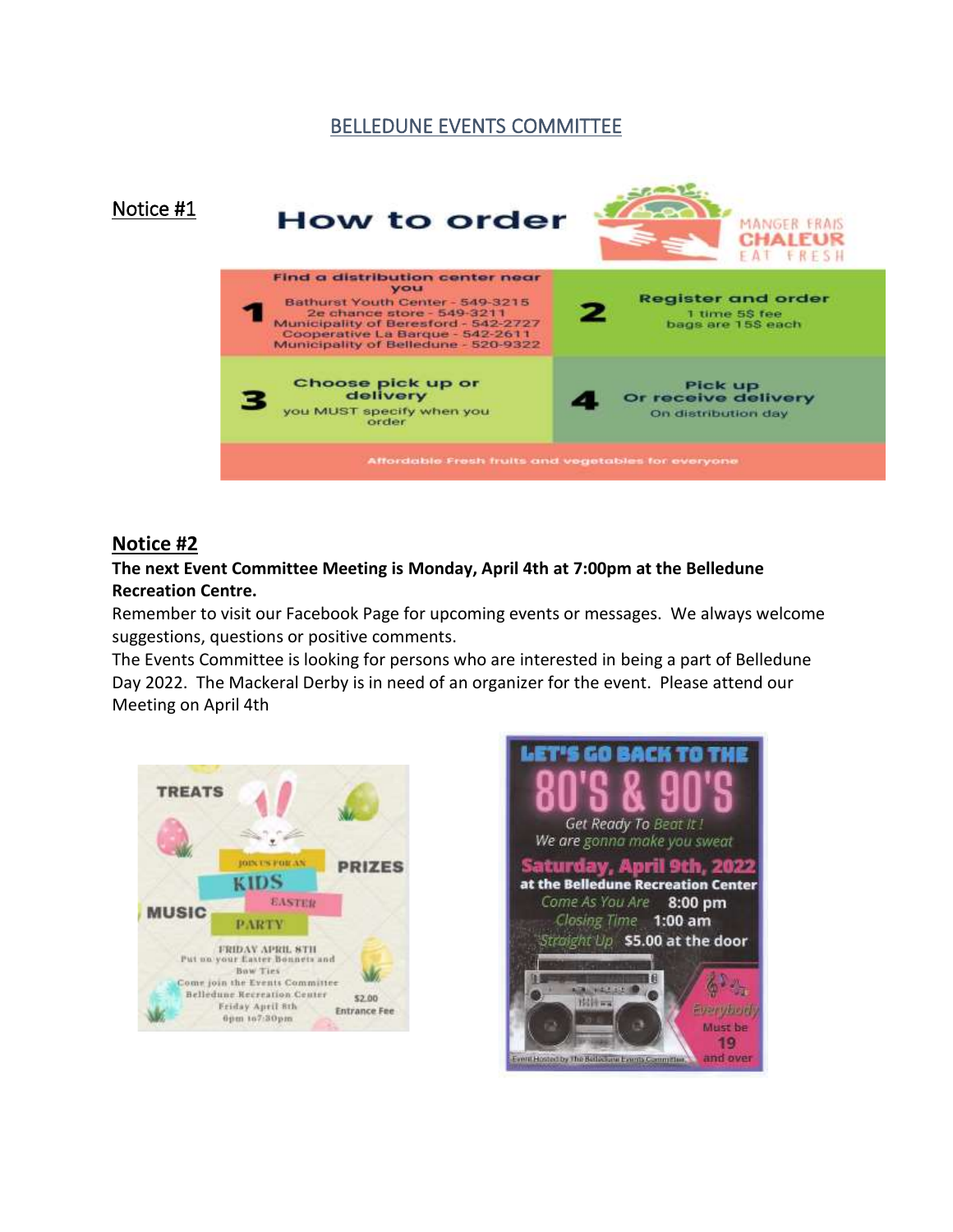# BELLEDUNE EVENTS COMMITTEE

**Notice #1**

## How to order

MANGER FRAIS CHALEUR EAT FRESH

| | |
|---|---|
| **1** Find a distribution center near you<br>Bathurst Youth Center - 549-3215<br>2e chance store - 549-3211<br>Municipality of Beresford - 542-2727<br>Cooperative La Barque - 542-2611<br>Municipality of Belledune - 520-9322 | **2** Register and order<br>1 time 5$ fee<br>bags are 15$ each |
| **3** Choose pick up or delivery<br>you MUST specify when you order | **4** Pick up<br>Or receive delivery<br>On distribution day |

Affordable Fresh fruits and vegetables for everyone

## Notice #2

**The next Event Committee Meeting is Monday, April 4th at 7:00pm at the Belledune Recreation Centre.**

Remember to visit our Facebook Page for upcoming events or messages. We always welcome suggestions, questions or positive comments.

The Events Committee is looking for persons who are interested in being a part of Belledune Day 2022. The Mackeral Derby is in need of an organizer for the event. Please attend our Meeting on April 4th

TREATS

JOIN US FOR AN KIDS EASTER PARTY

PRIZES

MUSIC

FRIDAY APRIL 8TH
Put on your Easter Bonnets and Bow Ties
Come join the Events Committee
Belledune Recreation Center
Friday April 8th
6pm to7:30pm

$2.00 Entrance Fee

LET'S GO BACK TO THE 80'S & 90'S

Get Ready To Beat It!
We are gonna make you sweat

Saturday, April 9th, 2022
at the Belledune Recreation Center
Come As You Are 8:00 pm
Closing Time 1:00 am
Straight Up $5.00 at the door

Everybody Must be 19 and over

Event Hosted by The Belledune Events Committee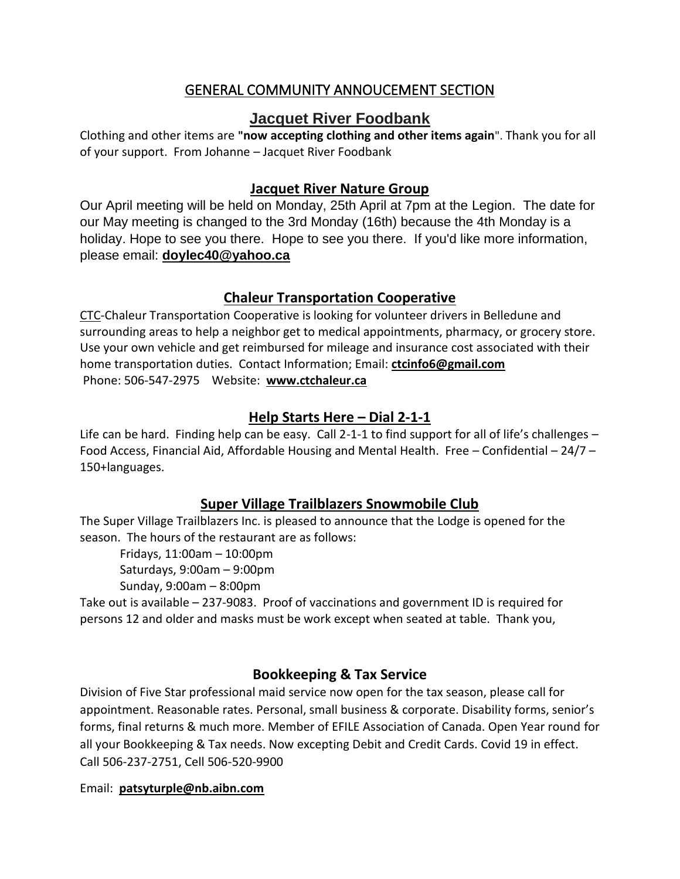## GENERAL COMMUNITY ANNOUCEMENT SECTION

## Jacquet River Foodbank

Clothing and other items are **"now accepting clothing and other items again**". Thank you for all of your support. From Johanne – Jacquet River Foodbank

### Jacquet River Nature Group

Our April meeting will be held on Monday, 25th April at 7pm at the Legion. The date for our May meeting is changed to the 3rd Monday (16th) because the 4th Monday is a holiday. Hope to see you there. Hope to see you there. If you'd like more information, please email: **doylec40@yahoo.ca**

### Chaleur Transportation Cooperative

CTC-Chaleur Transportation Cooperative is looking for volunteer drivers in Belledune and surrounding areas to help a neighbor get to medical appointments, pharmacy, or grocery store. Use your own vehicle and get reimbursed for mileage and insurance cost associated with their home transportation duties. Contact Information; Email: **ctcinfo6@gmail.com**
Phone: 506-547-2975 Website: **www.ctchaleur.ca**

### Help Starts Here – Dial 2-1-1

Life can be hard. Finding help can be easy. Call 2-1-1 to find support for all of life's challenges – Food Access, Financial Aid, Affordable Housing and Mental Health. Free – Confidential – 24/7 – 150+languages.

### Super Village Trailblazers Snowmobile Club

The Super Village Trailblazers Inc. is pleased to announce that the Lodge is opened for the season. The hours of the restaurant are as follows:

Fridays, 11:00am – 10:00pm
Saturdays, 9:00am – 9:00pm
Sunday, 9:00am – 8:00pm

Take out is available – 237-9083. Proof of vaccinations and government ID is required for persons 12 and older and masks must be work except when seated at table. Thank you,

### Bookkeeping & Tax Service

Division of Five Star professional maid service now open for the tax season, please call for appointment. Reasonable rates. Personal, small business & corporate. Disability forms, senior's forms, final returns & much more. Member of EFILE Association of Canada. Open Year round for all your Bookkeeping & Tax needs. Now excepting Debit and Credit Cards. Covid 19 in effect. Call 506-237-2751, Cell 506-520-9900

Email: **patsyturple@nb.aibn.com**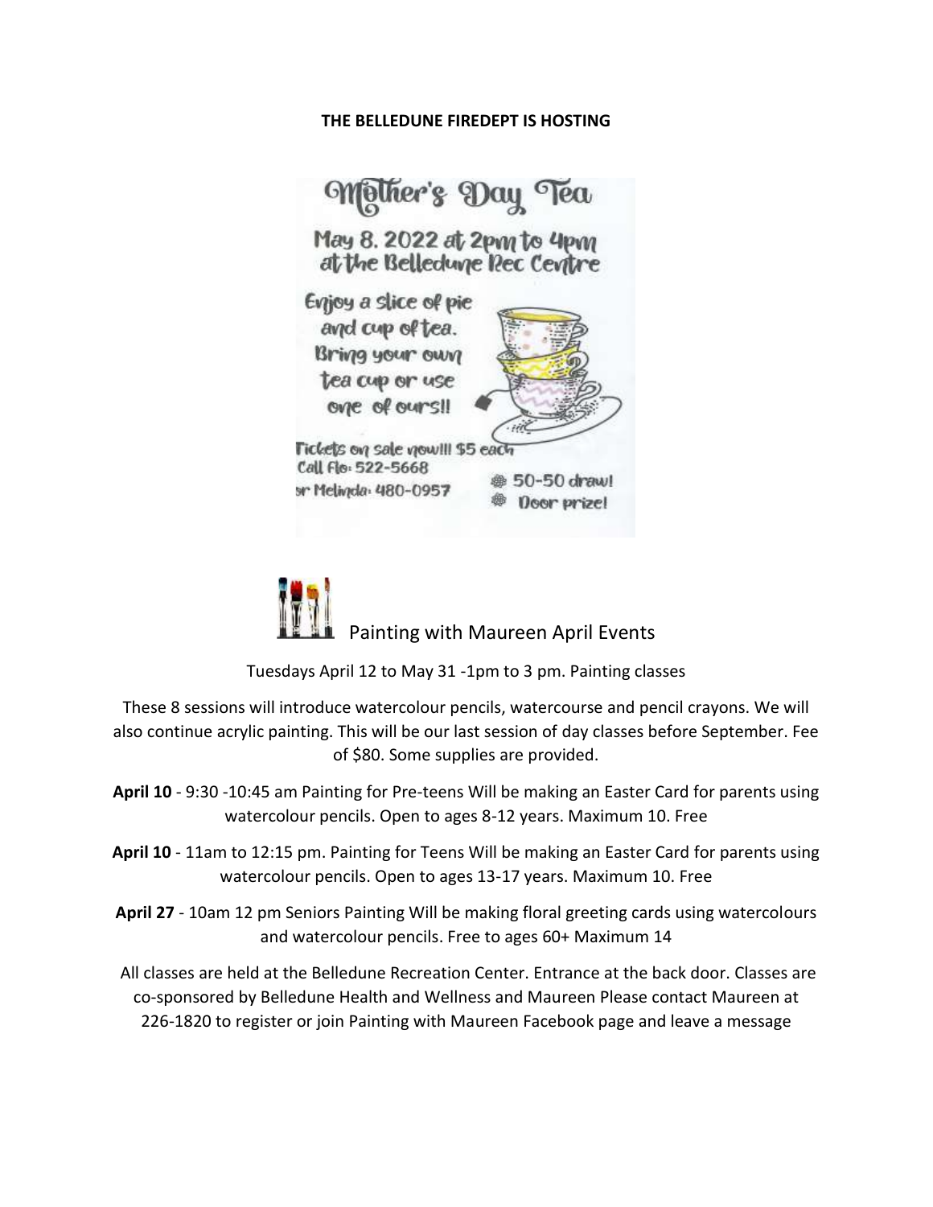**THE BELLEDUNE FIREDEPT IS HOSTING**

Mother's Day Tea

May 8. 2022 at 2pm to 4pm at the Belledune Rec Centre

Enjoy a slice of pie and cup of tea. Bring your own tea cup or use one of ours!!

Tickets on sale now!!! $5 each
Call Flo: 522-5668
or Melinda: 480-0957

50-50 draw!
Door prize!

Painting with Maureen April Events

Tuesdays April 12 to May 31 -1pm to 3 pm. Painting classes

These 8 sessions will introduce watercolour pencils, watercourse and pencil crayons. We will also continue acrylic painting. This will be our last session of day classes before September. Fee of $80. Some supplies are provided.

**April 10** - 9:30 -10:45 am Painting for Pre-teens Will be making an Easter Card for parents using watercolour pencils. Open to ages 8-12 years. Maximum 10. Free

**April 10** - 11am to 12:15 pm. Painting for Teens Will be making an Easter Card for parents using watercolour pencils. Open to ages 13-17 years. Maximum 10. Free

**April 27** - 10am 12 pm Seniors Painting Will be making floral greeting cards using watercolours and watercolour pencils. Free to ages 60+ Maximum 14

All classes are held at the Belledune Recreation Center. Entrance at the back door. Classes are co-sponsored by Belledune Health and Wellness and Maureen Please contact Maureen at 226-1820 to register or join Painting with Maureen Facebook page and leave a message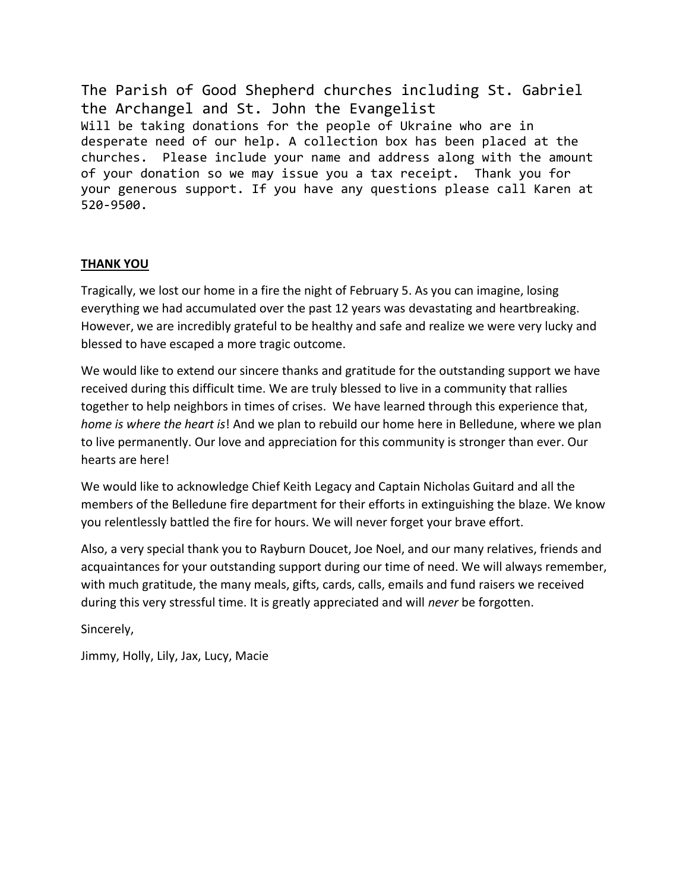The Parish of Good Shepherd churches including St. Gabriel the Archangel and St. John the Evangelist

Will be taking donations for the people of Ukraine who are in desperate need of our help. A collection box has been placed at the churches. Please include your name and address along with the amount of your donation so we may issue you a tax receipt. Thank you for your generous support. If you have any questions please call Karen at 520-9500.

## **THANK YOU**

Tragically, we lost our home in a fire the night of February 5. As you can imagine, losing everything we had accumulated over the past 12 years was devastating and heartbreaking. However, we are incredibly grateful to be healthy and safe and realize we were very lucky and blessed to have escaped a more tragic outcome.

We would like to extend our sincere thanks and gratitude for the outstanding support we have received during this difficult time. We are truly blessed to live in a community that rallies together to help neighbors in times of crises. We have learned through this experience that, *home is where the heart is*! And we plan to rebuild our home here in Belledune, where we plan to live permanently. Our love and appreciation for this community is stronger than ever. Our hearts are here!

We would like to acknowledge Chief Keith Legacy and Captain Nicholas Guitard and all the members of the Belledune fire department for their efforts in extinguishing the blaze. We know you relentlessly battled the fire for hours. We will never forget your brave effort.

Also, a very special thank you to Rayburn Doucet, Joe Noel, and our many relatives, friends and acquaintances for your outstanding support during our time of need. We will always remember, with much gratitude, the many meals, gifts, cards, calls, emails and fund raisers we received during this very stressful time. It is greatly appreciated and will *never* be forgotten.

Sincerely,

Jimmy, Holly, Lily, Jax, Lucy, Macie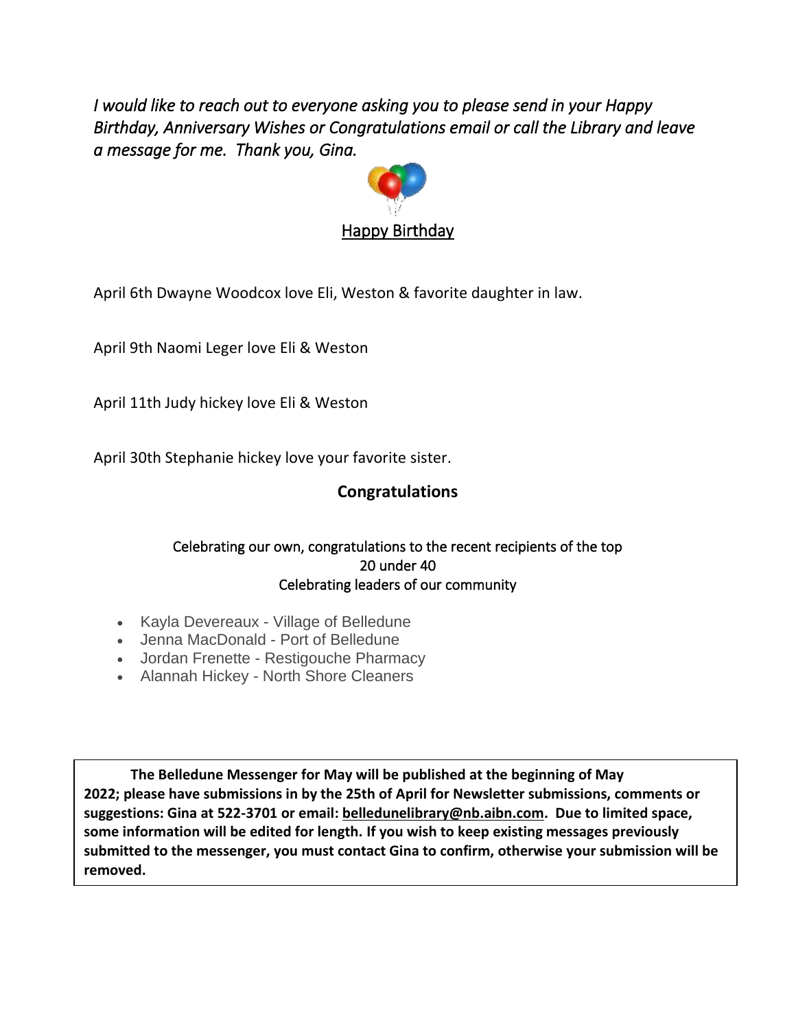*I would like to reach out to everyone asking you to please send in your Happy Birthday, Anniversary Wishes or Congratulations email or call the Library and leave a message for me. Thank you, Gina.*

## Happy Birthday

April 6th Dwayne Woodcox love Eli, Weston & favorite daughter in law.

April 9th Naomi Leger love Eli & Weston

April 11th Judy hickey love Eli & Weston

April 30th Stephanie hickey love your favorite sister.

## Congratulations

Celebrating our own, congratulations to the recent recipients of the top 20 under 40
Celebrating leaders of our community

- Kayla Devereaux - Village of Belledune
- Jenna MacDonald - Port of Belledune
- Jordan Frenette - Restigouche Pharmacy
- Alannah Hickey - North Shore Cleaners

**The Belledune Messenger for May will be published at the beginning of May 2022; please have submissions in by the 25th of April for Newsletter submissions, comments or suggestions: Gina at 522-3701 or email: belledunelibrary@nb.aibn.com. Due to limited space, some information will be edited for length. If you wish to keep existing messages previously submitted to the messenger, you must contact Gina to confirm, otherwise your submission will be removed.**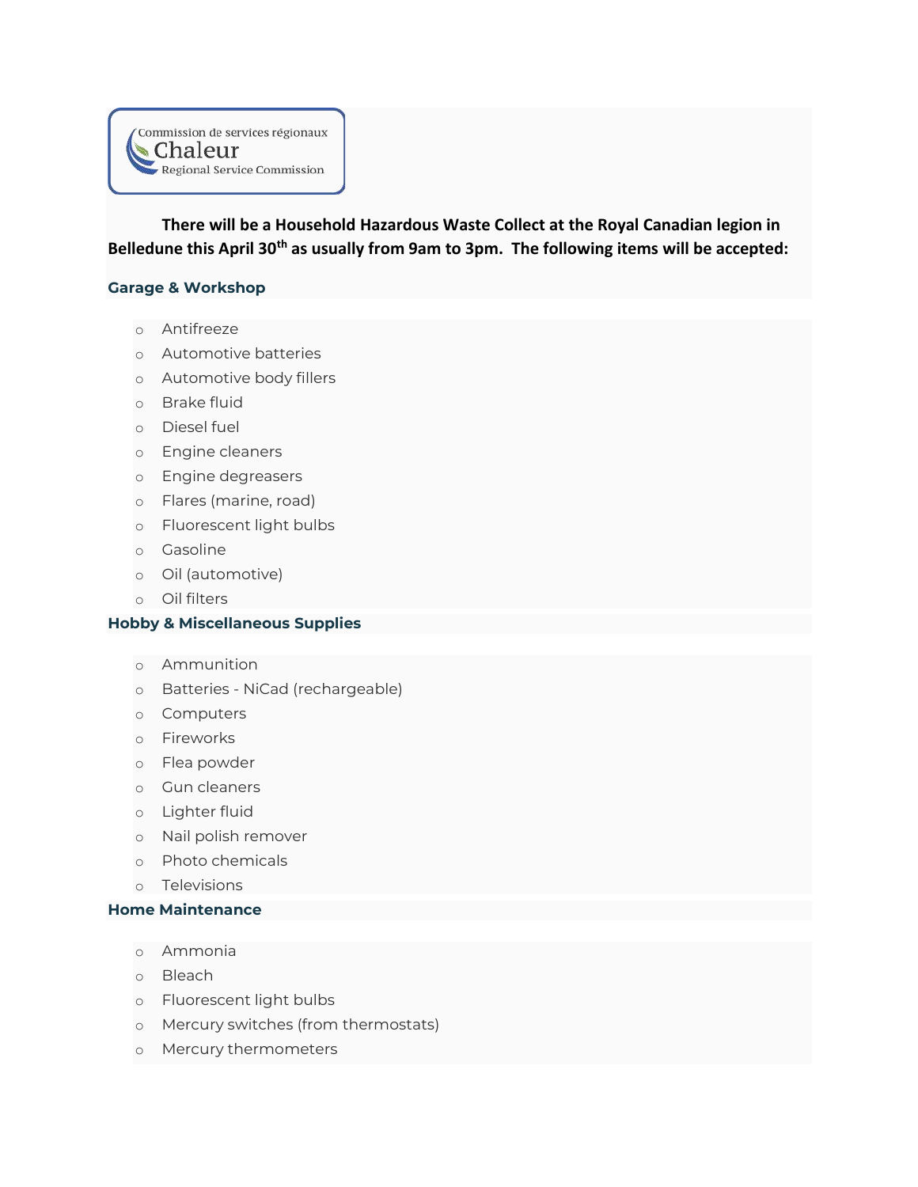Commission de services régionaux
Chaleur
Regional Service Commission

**There will be a Household Hazardous Waste Collect at the Royal Canadian legion in Belledune this April 30th as usually from 9am to 3pm. The following items will be accepted:**

### Garage & Workshop

- Antifreeze
- Automotive batteries
- Automotive body fillers
- Brake fluid
- Diesel fuel
- Engine cleaners
- Engine degreasers
- Flares (marine, road)
- Fluorescent light bulbs
- Gasoline
- Oil (automotive)
- Oil filters

### Hobby & Miscellaneous Supplies

- Ammunition
- Batteries - NiCad (rechargeable)
- Computers
- Fireworks
- Flea powder
- Gun cleaners
- Lighter fluid
- Nail polish remover
- Photo chemicals
- Televisions

### Home Maintenance

- Ammonia
- Bleach
- Fluorescent light bulbs
- Mercury switches (from thermostats)
- Mercury thermometers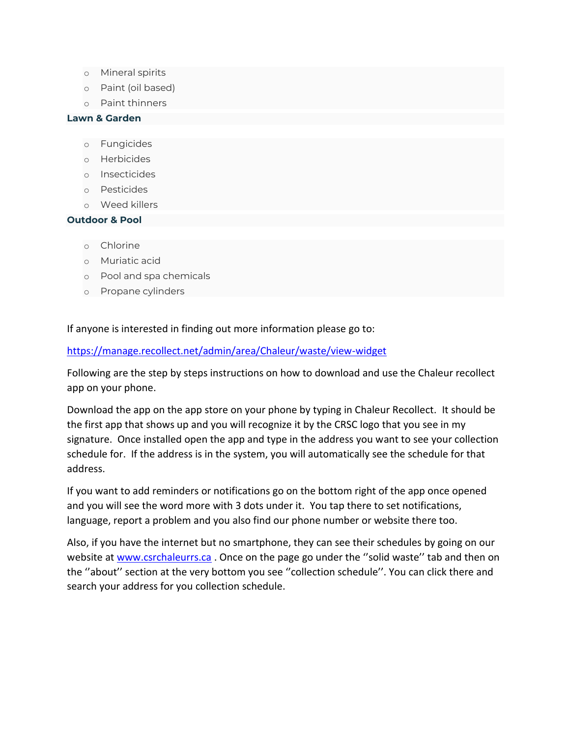- Mineral spirits
- Paint (oil based)
- Paint thinners

**Lawn & Garden**

- Fungicides
- Herbicides
- Insecticides
- Pesticides
- Weed killers

**Outdoor & Pool**

- Chlorine
- Muriatic acid
- Pool and spa chemicals
- Propane cylinders

If anyone is interested in finding out more information please go to:

https://manage.recollect.net/admin/area/Chaleur/waste/view-widget

Following are the step by steps instructions on how to download and use the Chaleur recollect app on your phone.

Download the app on the app store on your phone by typing in Chaleur Recollect. It should be the first app that shows up and you will recognize it by the CRSC logo that you see in my signature. Once installed open the app and type in the address you want to see your collection schedule for. If the address is in the system, you will automatically see the schedule for that address.

If you want to add reminders or notifications go on the bottom right of the app once opened and you will see the word more with 3 dots under it. You tap there to set notifications, language, report a problem and you also find our phone number or website there too.

Also, if you have the internet but no smartphone, they can see their schedules by going on our website at www.csrchaleurrs.ca . Once on the page go under the ''solid waste'' tab and then on the ''about'' section at the very bottom you see ''collection schedule''. You can click there and search your address for you collection schedule.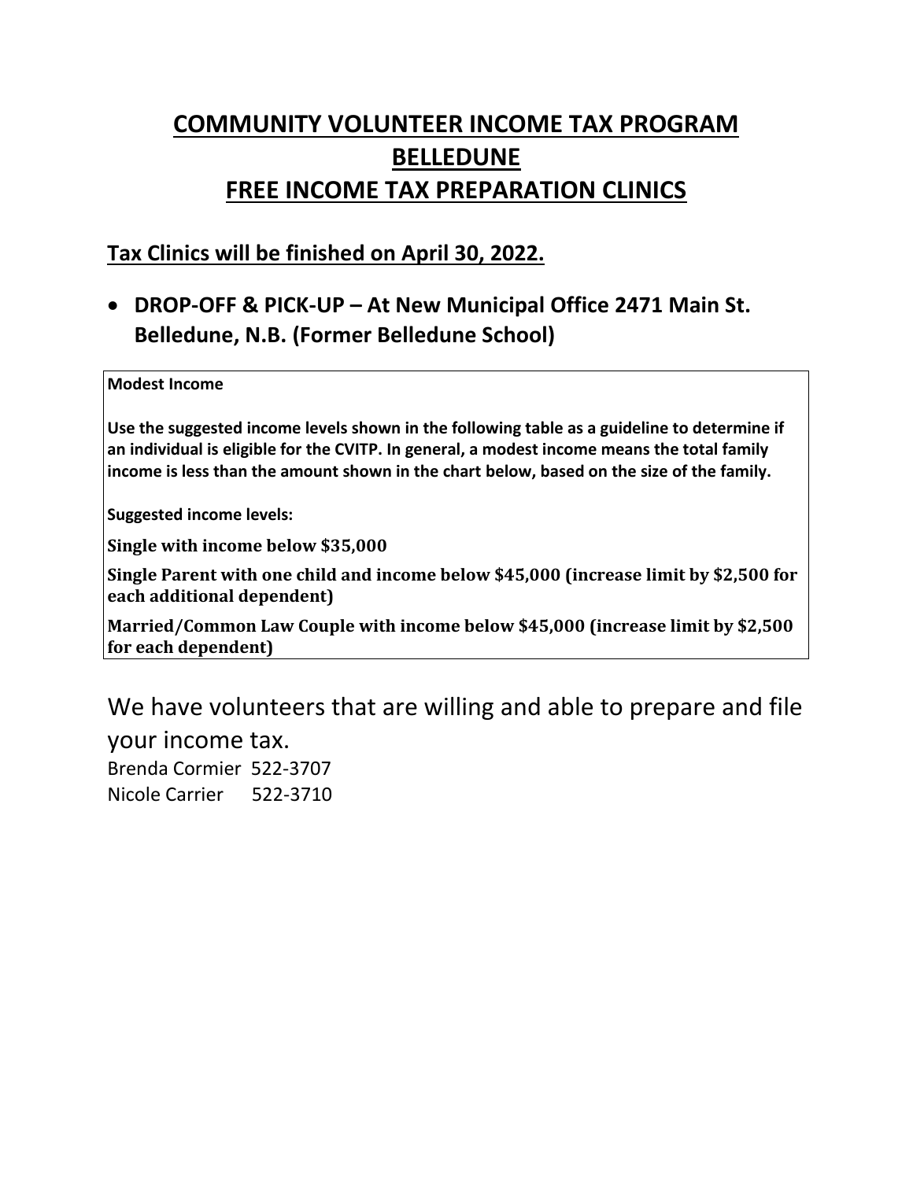# COMMUNITY VOLUNTEER INCOME TAX PROGRAM
# BELLEDUNE
# FREE INCOME TAX PREPARATION CLINICS

**Tax Clinics will be finished on April 30, 2022.**

- **DROP-OFF & PICK-UP – At New Municipal Office 2471 Main St. Belledune, N.B. (Former Belledune School)**

**Modest Income**

**Use the suggested income levels shown in the following table as a guideline to determine if an individual is eligible for the CVITP. In general, a modest income means the total family income is less than the amount shown in the chart below, based on the size of the family.**

**Suggested income levels:**

**Single with income below $35,000**

**Single Parent with one child and income below $45,000 (increase limit by $2,500 for each additional dependent)**

**Married/Common Law Couple with income below $45,000 (increase limit by $2,500 for each dependent)**

We have volunteers that are willing and able to prepare and file your income tax.

Brenda Cormier 522-3707
Nicole Carrier 522-3710